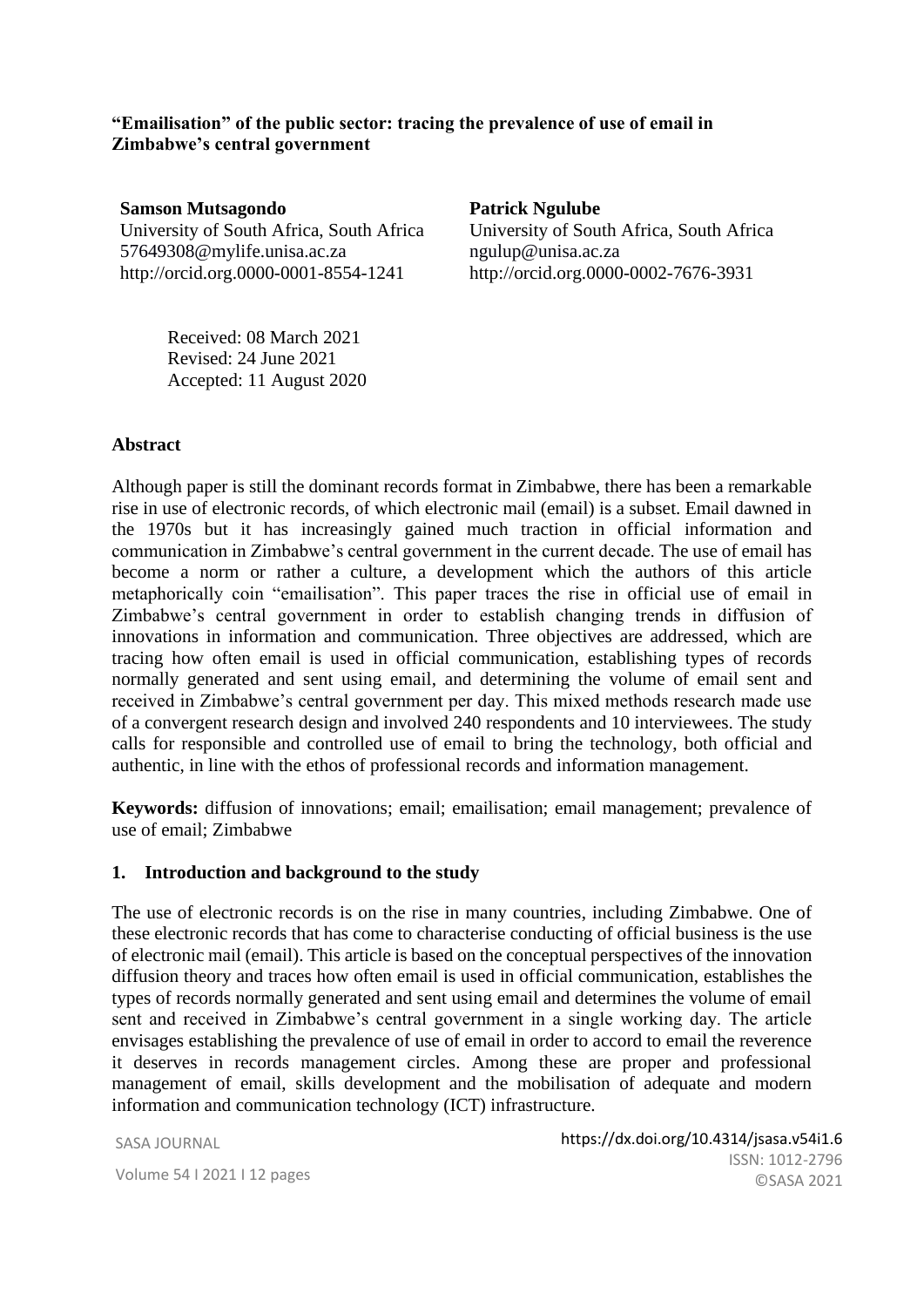**"Emailisation" of the public sector: tracing the prevalence of use of email in Zimbabwe's central government**

**Samson Mutsagondo**
University of South Africa, South Africa
57649308@mylife.unisa.ac.za
http://orcid.org.0000-0001-8554-1241

**Patrick Ngulube**
University of South Africa, South Africa
ngulup@unisa.ac.za
http://orcid.org.0000-0002-7676-3931

Received: 08 March 2021
Revised: 24 June 2021
Accepted: 11 August 2020

## Abstract

Although paper is still the dominant records format in Zimbabwe, there has been a remarkable rise in use of electronic records, of which electronic mail (email) is a subset. Email dawned in the 1970s but it has increasingly gained much traction in official information and communication in Zimbabwe's central government in the current decade. The use of email has become a norm or rather a culture, a development which the authors of this article metaphorically coin "emailisation". This paper traces the rise in official use of email in Zimbabwe's central government in order to establish changing trends in diffusion of innovations in information and communication. Three objectives are addressed, which are tracing how often email is used in official communication, establishing types of records normally generated and sent using email, and determining the volume of email sent and received in Zimbabwe's central government per day. This mixed methods research made use of a convergent research design and involved 240 respondents and 10 interviewees. The study calls for responsible and controlled use of email to bring the technology, both official and authentic, in line with the ethos of professional records and information management.

**Keywords:** diffusion of innovations; email; emailisation; email management; prevalence of use of email; Zimbabwe

## 1. Introduction and background to the study

The use of electronic records is on the rise in many countries, including Zimbabwe. One of these electronic records that has come to characterise conducting of official business is the use of electronic mail (email). This article is based on the conceptual perspectives of the innovation diffusion theory and traces how often email is used in official communication, establishes the types of records normally generated and sent using email and determines the volume of email sent and received in Zimbabwe's central government in a single working day. The article envisages establishing the prevalence of use of email in order to accord to email the reverence it deserves in records management circles. Among these are proper and professional management of email, skills development and the mobilisation of adequate and modern information and communication technology (ICT) infrastructure.

https://dx.doi.org/10.4314/jsasa.v54i1.6
ISSN: 1012-2796
©SASA 2021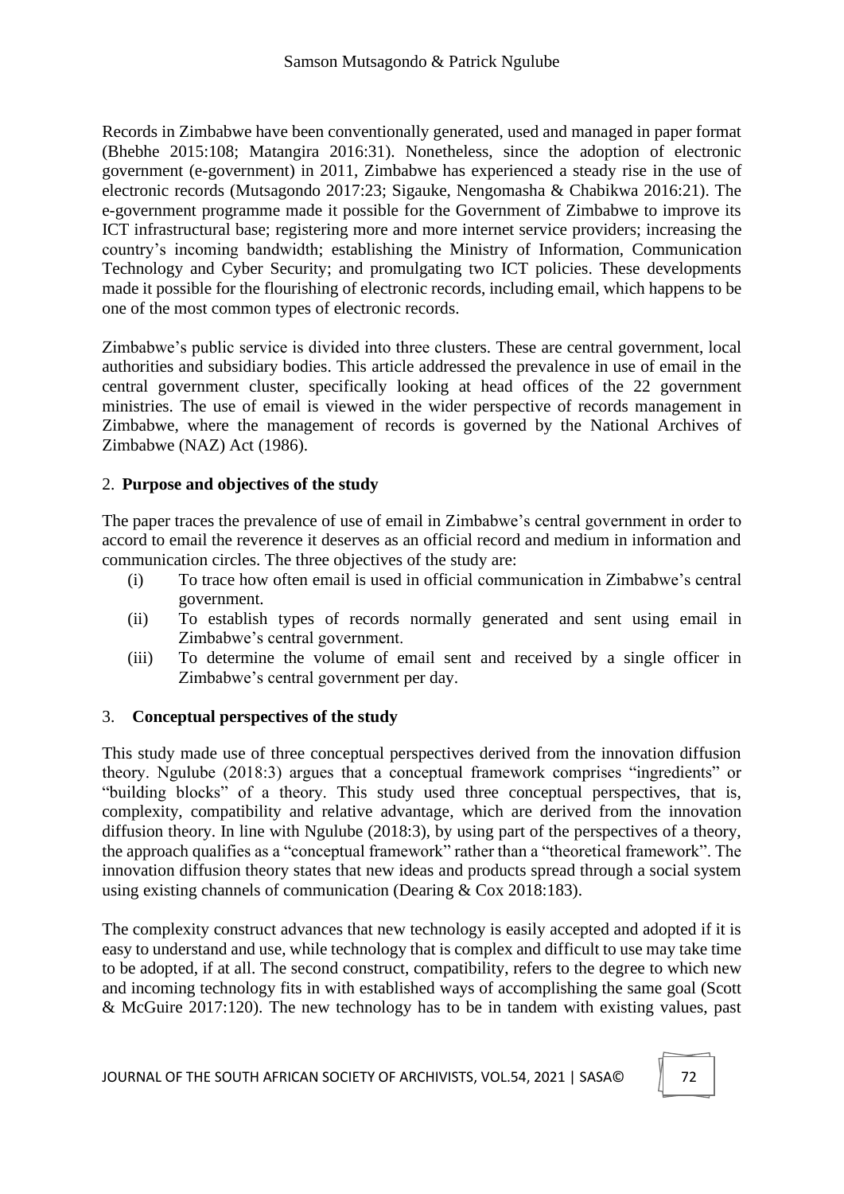Records in Zimbabwe have been conventionally generated, used and managed in paper format (Bhebhe 2015:108; Matangira 2016:31). Nonetheless, since the adoption of electronic government (e-government) in 2011, Zimbabwe has experienced a steady rise in the use of electronic records (Mutsagondo 2017:23; Sigauke, Nengomasha & Chabikwa 2016:21). The e-government programme made it possible for the Government of Zimbabwe to improve its ICT infrastructural base; registering more and more internet service providers; increasing the country's incoming bandwidth; establishing the Ministry of Information, Communication Technology and Cyber Security; and promulgating two ICT policies. These developments made it possible for the flourishing of electronic records, including email, which happens to be one of the most common types of electronic records.

Zimbabwe's public service is divided into three clusters. These are central government, local authorities and subsidiary bodies. This article addressed the prevalence in use of email in the central government cluster, specifically looking at head offices of the 22 government ministries. The use of email is viewed in the wider perspective of records management in Zimbabwe, where the management of records is governed by the National Archives of Zimbabwe (NAZ) Act (1986).

## 2. Purpose and objectives of the study

The paper traces the prevalence of use of email in Zimbabwe's central government in order to accord to email the reverence it deserves as an official record and medium in information and communication circles. The three objectives of the study are:

(i) To trace how often email is used in official communication in Zimbabwe's central government.

(ii) To establish types of records normally generated and sent using email in Zimbabwe's central government.

(iii) To determine the volume of email sent and received by a single officer in Zimbabwe's central government per day.

## 3. Conceptual perspectives of the study

This study made use of three conceptual perspectives derived from the innovation diffusion theory. Ngulube (2018:3) argues that a conceptual framework comprises "ingredients" or "building blocks" of a theory. This study used three conceptual perspectives, that is, complexity, compatibility and relative advantage, which are derived from the innovation diffusion theory. In line with Ngulube (2018:3), by using part of the perspectives of a theory, the approach qualifies as a "conceptual framework" rather than a "theoretical framework". The innovation diffusion theory states that new ideas and products spread through a social system using existing channels of communication (Dearing & Cox 2018:183).

The complexity construct advances that new technology is easily accepted and adopted if it is easy to understand and use, while technology that is complex and difficult to use may take time to be adopted, if at all. The second construct, compatibility, refers to the degree to which new and incoming technology fits in with established ways of accomplishing the same goal (Scott & McGuire 2017:120). The new technology has to be in tandem with existing values, past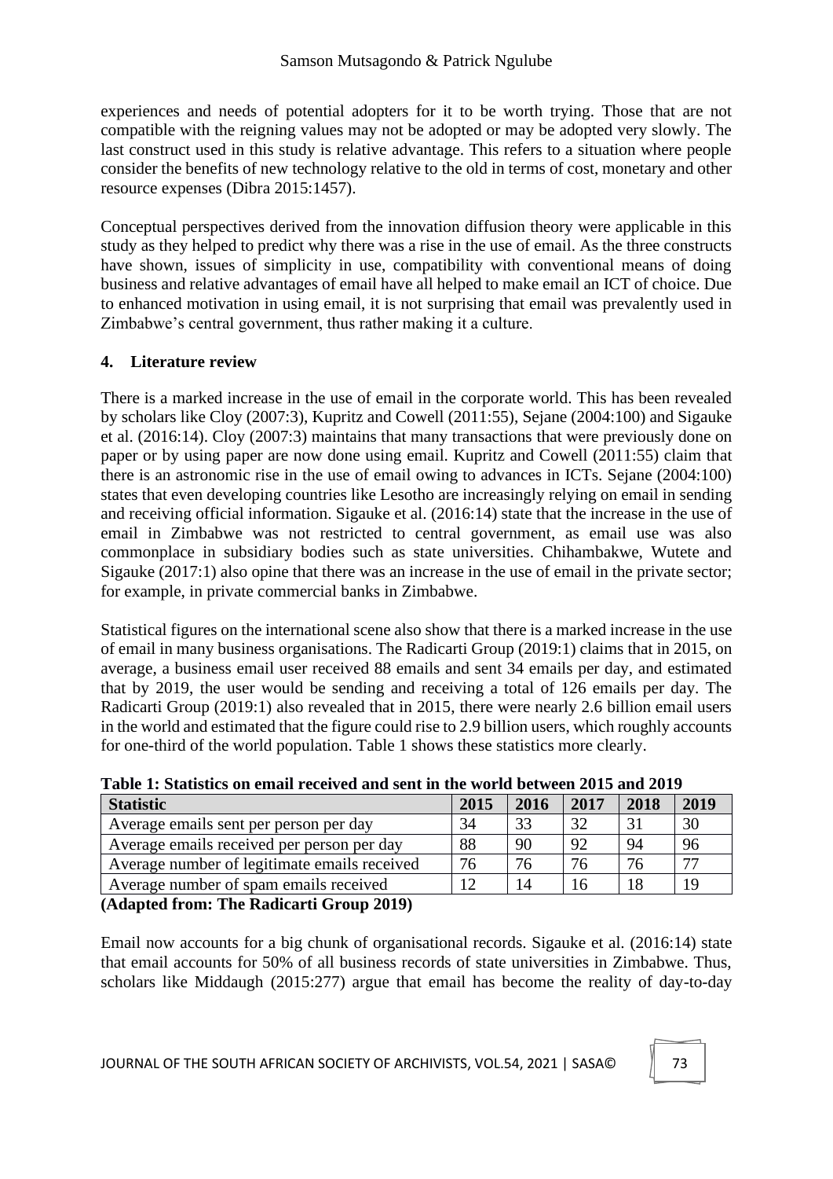experiences and needs of potential adopters for it to be worth trying. Those that are not compatible with the reigning values may not be adopted or may be adopted very slowly. The last construct used in this study is relative advantage. This refers to a situation where people consider the benefits of new technology relative to the old in terms of cost, monetary and other resource expenses (Dibra 2015:1457).

Conceptual perspectives derived from the innovation diffusion theory were applicable in this study as they helped to predict why there was a rise in the use of email. As the three constructs have shown, issues of simplicity in use, compatibility with conventional means of doing business and relative advantages of email have all helped to make email an ICT of choice. Due to enhanced motivation in using email, it is not surprising that email was prevalently used in Zimbabwe's central government, thus rather making it a culture.

## 4. Literature review

There is a marked increase in the use of email in the corporate world. This has been revealed by scholars like Cloy (2007:3), Kupritz and Cowell (2011:55), Sejane (2004:100) and Sigauke et al. (2016:14). Cloy (2007:3) maintains that many transactions that were previously done on paper or by using paper are now done using email. Kupritz and Cowell (2011:55) claim that there is an astronomic rise in the use of email owing to advances in ICTs. Sejane (2004:100) states that even developing countries like Lesotho are increasingly relying on email in sending and receiving official information. Sigauke et al. (2016:14) state that the increase in the use of email in Zimbabwe was not restricted to central government, as email use was also commonplace in subsidiary bodies such as state universities. Chihambakwe, Wutete and Sigauke (2017:1) also opine that there was an increase in the use of email in the private sector; for example, in private commercial banks in Zimbabwe.

Statistical figures on the international scene also show that there is a marked increase in the use of email in many business organisations. The Radicarti Group (2019:1) claims that in 2015, on average, a business email user received 88 emails and sent 34 emails per day, and estimated that by 2019, the user would be sending and receiving a total of 126 emails per day. The Radicarti Group (2019:1) also revealed that in 2015, there were nearly 2.6 billion email users in the world and estimated that the figure could rise to 2.9 billion users, which roughly accounts for one-third of the world population. Table 1 shows these statistics more clearly.

**Table 1: Statistics on email received and sent in the world between 2015 and 2019**

| Statistic | 2015 | 2016 | 2017 | 2018 | 2019 |
|---|---|---|---|---|---|
| Average emails sent per person per day | 34 | 33 | 32 | 31 | 30 |
| Average emails received per person per day | 88 | 90 | 92 | 94 | 96 |
| Average number of legitimate emails received | 76 | 76 | 76 | 76 | 77 |
| Average number of spam emails received | 12 | 14 | 16 | 18 | 19 |

**(Adapted from: The Radicarti Group 2019)**

Email now accounts for a big chunk of organisational records. Sigauke et al. (2016:14) state that email accounts for 50% of all business records of state universities in Zimbabwe. Thus, scholars like Middaugh (2015:277) argue that email has become the reality of day-to-day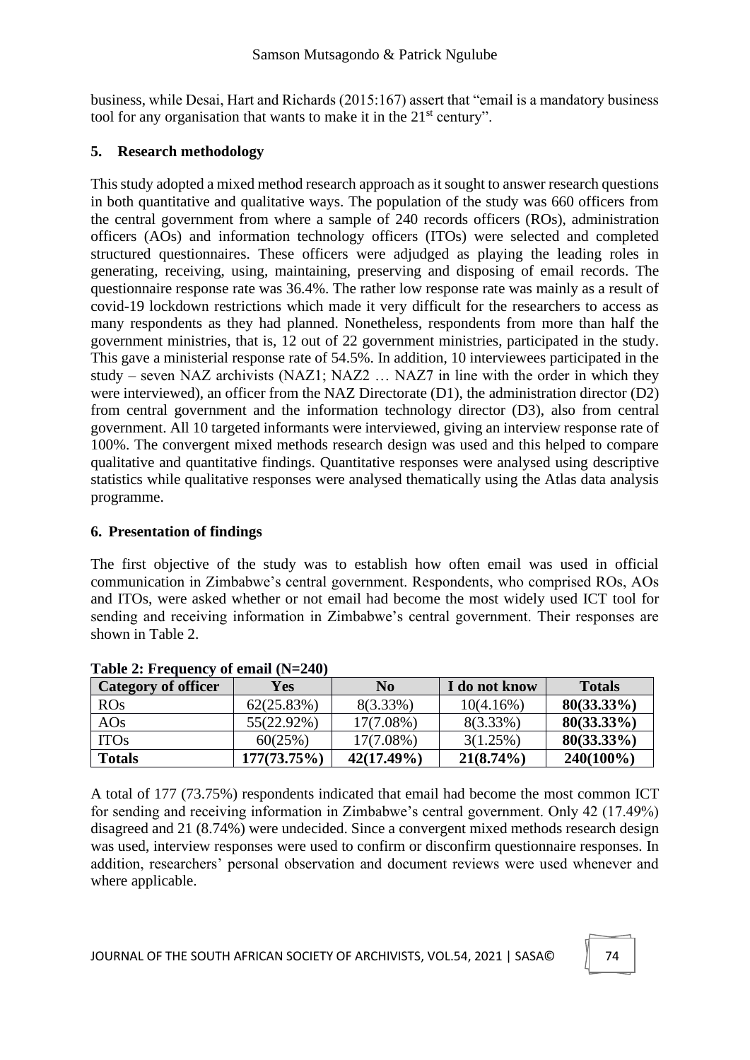business, while Desai, Hart and Richards (2015:167) assert that "email is a mandatory business tool for any organisation that wants to make it in the 21st century".

## 5. Research methodology

This study adopted a mixed method research approach as it sought to answer research questions in both quantitative and qualitative ways. The population of the study was 660 officers from the central government from where a sample of 240 records officers (ROs), administration officers (AOs) and information technology officers (ITOs) were selected and completed structured questionnaires. These officers were adjudged as playing the leading roles in generating, receiving, using, maintaining, preserving and disposing of email records. The questionnaire response rate was 36.4%. The rather low response rate was mainly as a result of covid-19 lockdown restrictions which made it very difficult for the researchers to access as many respondents as they had planned. Nonetheless, respondents from more than half the government ministries, that is, 12 out of 22 government ministries, participated in the study. This gave a ministerial response rate of 54.5%. In addition, 10 interviewees participated in the study – seven NAZ archivists (NAZ1; NAZ2 … NAZ7 in line with the order in which they were interviewed), an officer from the NAZ Directorate (D1), the administration director (D2) from central government and the information technology director (D3), also from central government. All 10 targeted informants were interviewed, giving an interview response rate of 100%. The convergent mixed methods research design was used and this helped to compare qualitative and quantitative findings. Quantitative responses were analysed using descriptive statistics while qualitative responses were analysed thematically using the Atlas data analysis programme.

## 6. Presentation of findings

The first objective of the study was to establish how often email was used in official communication in Zimbabwe's central government. Respondents, who comprised ROs, AOs and ITOs, were asked whether or not email had become the most widely used ICT tool for sending and receiving information in Zimbabwe's central government. Their responses are shown in Table 2.

**Table 2: Frequency of email (N=240)**

| Category of officer | Yes | No | I do not know | Totals |
|---|---|---|---|---|
| ROs | 62(25.83%) | 8(3.33%) | 10(4.16%) | **80(33.33%)** |
| AOs | 55(22.92%) | 17(7.08%) | 8(3.33%) | **80(33.33%)** |
| ITOs | 60(25%) | 17(7.08%) | 3(1.25%) | **80(33.33%)** |
| **Totals** | **177(73.75%)** | **42(17.49%)** | **21(8.74%)** | **240(100%)** |

A total of 177 (73.75%) respondents indicated that email had become the most common ICT for sending and receiving information in Zimbabwe's central government. Only 42 (17.49%) disagreed and 21 (8.74%) were undecided. Since a convergent mixed methods research design was used, interview responses were used to confirm or disconfirm questionnaire responses. In addition, researchers' personal observation and document reviews were used whenever and where applicable.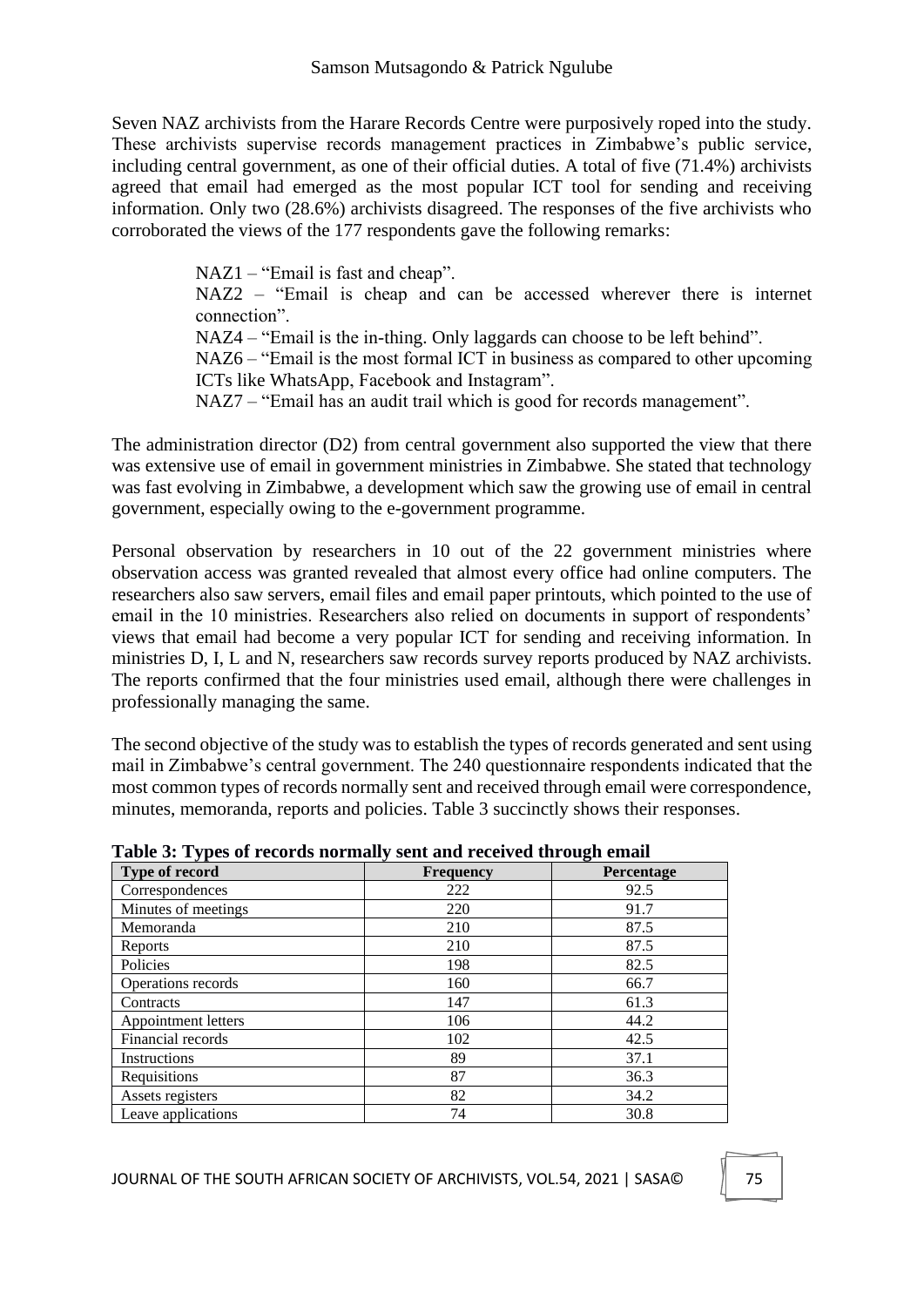Seven NAZ archivists from the Harare Records Centre were purposively roped into the study. These archivists supervise records management practices in Zimbabwe's public service, including central government, as one of their official duties. A total of five (71.4%) archivists agreed that email had emerged as the most popular ICT tool for sending and receiving information. Only two (28.6%) archivists disagreed. The responses of the five archivists who corroborated the views of the 177 respondents gave the following remarks:

> NAZ1 – "Email is fast and cheap".
> NAZ2 – "Email is cheap and can be accessed wherever there is internet connection".
> NAZ4 – "Email is the in-thing. Only laggards can choose to be left behind".
> NAZ6 – "Email is the most formal ICT in business as compared to other upcoming ICTs like WhatsApp, Facebook and Instagram".
> NAZ7 – "Email has an audit trail which is good for records management".

The administration director (D2) from central government also supported the view that there was extensive use of email in government ministries in Zimbabwe. She stated that technology was fast evolving in Zimbabwe, a development which saw the growing use of email in central government, especially owing to the e-government programme.

Personal observation by researchers in 10 out of the 22 government ministries where observation access was granted revealed that almost every office had online computers. The researchers also saw servers, email files and email paper printouts, which pointed to the use of email in the 10 ministries. Researchers also relied on documents in support of respondents' views that email had become a very popular ICT for sending and receiving information. In ministries D, I, L and N, researchers saw records survey reports produced by NAZ archivists. The reports confirmed that the four ministries used email, although there were challenges in professionally managing the same.

The second objective of the study was to establish the types of records generated and sent using mail in Zimbabwe's central government. The 240 questionnaire respondents indicated that the most common types of records normally sent and received through email were correspondence, minutes, memoranda, reports and policies. Table 3 succinctly shows their responses.

**Table 3: Types of records normally sent and received through email**

| Type of record | Frequency | Percentage |
|---|---|---|
| Correspondences | 222 | 92.5 |
| Minutes of meetings | 220 | 91.7 |
| Memoranda | 210 | 87.5 |
| Reports | 210 | 87.5 |
| Policies | 198 | 82.5 |
| Operations records | 160 | 66.7 |
| Contracts | 147 | 61.3 |
| Appointment letters | 106 | 44.2 |
| Financial records | 102 | 42.5 |
| Instructions | 89 | 37.1 |
| Requisitions | 87 | 36.3 |
| Assets registers | 82 | 34.2 |
| Leave applications | 74 | 30.8 |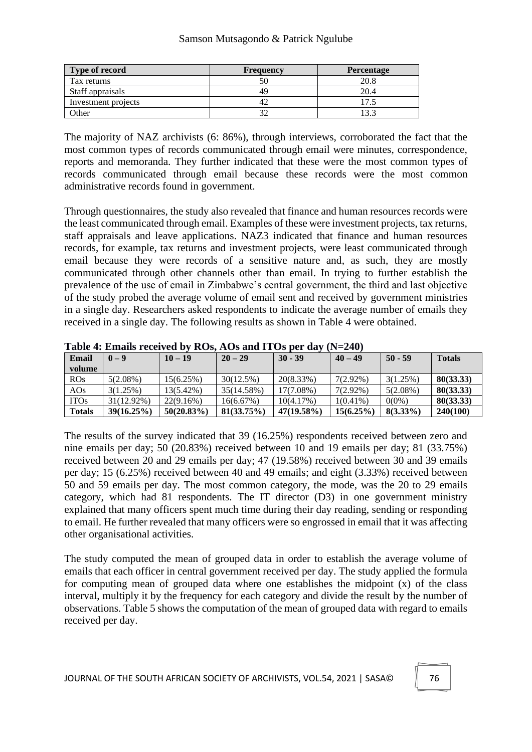| Type of record | Frequency | Percentage |
| --- | --- | --- |
| Tax returns | 50 | 20.8 |
| Staff appraisals | 49 | 20.4 |
| Investment projects | 42 | 17.5 |
| Other | 32 | 13.3 |

The majority of NAZ archivists (6: 86%), through interviews, corroborated the fact that the most common types of records communicated through email were minutes, correspondence, reports and memoranda. They further indicated that these were the most common types of records communicated through email because these records were the most common administrative records found in government.

Through questionnaires, the study also revealed that finance and human resources records were the least communicated through email. Examples of these were investment projects, tax returns, staff appraisals and leave applications. NAZ3 indicated that finance and human resources records, for example, tax returns and investment projects, were least communicated through email because they were records of a sensitive nature and, as such, they are mostly communicated through other channels other than email. In trying to further establish the prevalence of the use of email in Zimbabwe's central government, the third and last objective of the study probed the average volume of email sent and received by government ministries in a single day. Researchers asked respondents to indicate the average number of emails they received in a single day. The following results as shown in Table 4 were obtained.

**Table 4: Emails received by ROs, AOs and ITOs per day (N=240)**

| Email volume | 0 – 9 | 10 – 19 | 20 – 29 | 30 - 39 | 40 – 49 | 50 - 59 | Totals |
| --- | --- | --- | --- | --- | --- | --- | --- |
| ROs | 5(2.08%) | 15(6.25%) | 30(12.5%) | 20(8.33%) | 7(2.92%) | 3(1.25%) | **80(33.33)** |
| AOs | 3(1.25%) | 13(5.42%) | 35(14.58%) | 17(7.08%) | 7(2.92%) | 5(2.08%) | **80(33.33)** |
| ITOs | 31(12.92%) | 22(9.16%) | 16(6.67%) | 10(4.17%) | 1(0.41%) | 0(0%) | **80(33.33)** |
| **Totals** | **39(16.25%)** | **50(20.83%)** | **81(33.75%)** | **47(19.58%)** | **15(6.25%)** | **8(3.33%)** | **240(100)** |

The results of the survey indicated that 39 (16.25%) respondents received between zero and nine emails per day; 50 (20.83%) received between 10 and 19 emails per day; 81 (33.75%) received between 20 and 29 emails per day; 47 (19.58%) received between 30 and 39 emails per day; 15 (6.25%) received between 40 and 49 emails; and eight (3.33%) received between 50 and 59 emails per day. The most common category, the mode, was the 20 to 29 emails category, which had 81 respondents. The IT director (D3) in one government ministry explained that many officers spent much time during their day reading, sending or responding to email. He further revealed that many officers were so engrossed in email that it was affecting other organisational activities.

The study computed the mean of grouped data in order to establish the average volume of emails that each officer in central government received per day. The study applied the formula for computing mean of grouped data where one establishes the midpoint (x) of the class interval, multiply it by the frequency for each category and divide the result by the number of observations. Table 5 shows the computation of the mean of grouped data with regard to emails received per day.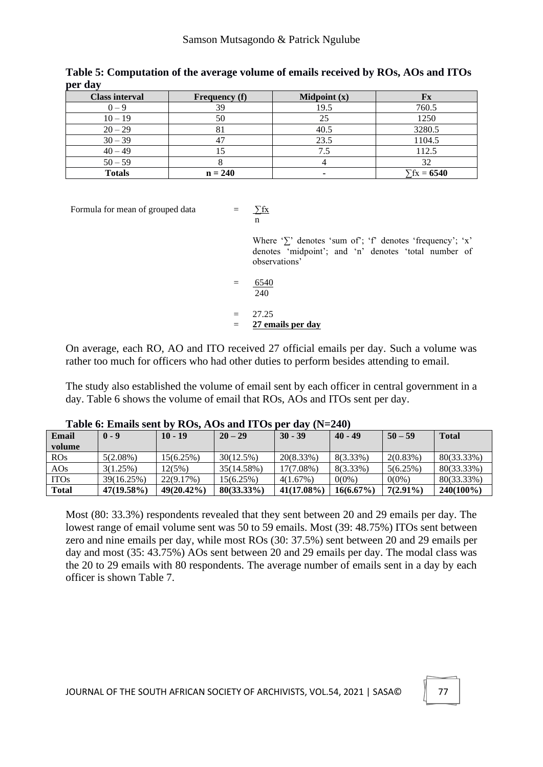**Table 5: Computation of the average volume of emails received by ROs, AOs and ITOs per day**

| Class interval | Frequency (f) | Midpoint (x) | Fx |
|---|---|---|---|
| 0 – 9 | 39 | 19.5 | 760.5 |
| 10 – 19 | 50 | 25 | 1250 |
| 20 – 29 | 81 | 40.5 | 3280.5 |
| 30 – 39 | 47 | 23.5 | 1104.5 |
| 40 – 49 | 15 | 7.5 | 112.5 |
| 50 – 59 | 8 | 4 | 32 |
| **Totals** | **n = 240** | - | ∑fx = **6540** |

Formula for mean of grouped data $= \frac{\sum fx}{n}$

Where '∑' denotes 'sum of'; 'f' denotes 'frequency'; 'x' denotes 'midpoint'; and 'n' denotes 'total number of observations'

$= \frac{6540}{240}$

$= 27.25$

$=$ **27 emails per day**

On average, each RO, AO and ITO received 27 official emails per day. Such a volume was rather too much for officers who had other duties to perform besides attending to email.

The study also established the volume of email sent by each officer in central government in a day. Table 6 shows the volume of email that ROs, AOs and ITOs sent per day.

**Table 6: Emails sent by ROs, AOs and ITOs per day (N=240)**

| Email volume | 0 - 9 | 10 - 19 | 20 – 29 | 30 - 39 | 40 - 49 | 50 – 59 | Total |
|---|---|---|---|---|---|---|---|
| ROs | 5(2.08%) | 15(6.25%) | 30(12.5%) | 20(8.33%) | 8(3.33%) | 2(0.83%) | 80(33.33%) |
| AOs | 3(1.25%) | 12(5%) | 35(14.58%) | 17(7.08%) | 8(3.33%) | 5(6.25%) | 80(33.33%) |
| ITOs | 39(16.25%) | 22(9.17%) | 15(6.25%) | 4(1.67%) | 0(0%) | 0(0%) | 80(33.33%) |
| **Total** | **47(19.58%)** | **49(20.42%)** | **80(33.33%)** | **41(17.08%)** | **16(6.67%)** | **7(2.91%)** | **240(100%)** |

Most (80: 33.3%) respondents revealed that they sent between 20 and 29 emails per day. The lowest range of email volume sent was 50 to 59 emails. Most (39: 48.75%) ITOs sent between zero and nine emails per day, while most ROs (30: 37.5%) sent between 20 and 29 emails per day and most (35: 43.75%) AOs sent between 20 and 29 emails per day. The modal class was the 20 to 29 emails with 80 respondents. The average number of emails sent in a day by each officer is shown Table 7.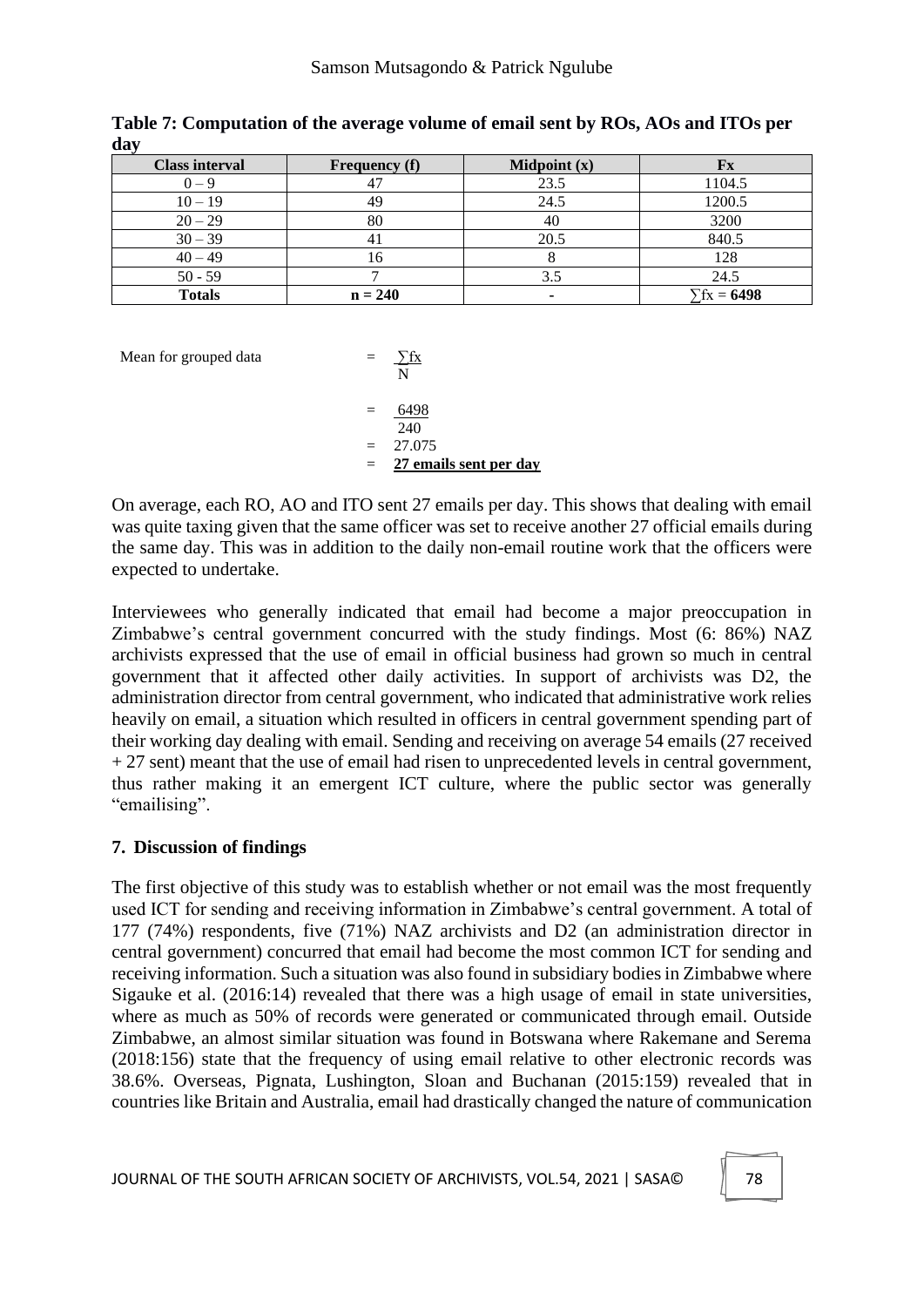**Table 7: Computation of the average volume of email sent by ROs, AOs and ITOs per day**

| Class interval | Frequency (f) | Midpoint (x) | Fx |
|---|---|---|---|
| 0 – 9 | 47 | 23.5 | 1104.5 |
| 10 – 19 | 49 | 24.5 | 1200.5 |
| 20 – 29 | 80 | 40 | 3200 |
| 30 – 39 | 41 | 20.5 | 840.5 |
| 40 – 49 | 16 | 8 | 128 |
| 50 - 59 | 7 | 3.5 | 24.5 |
| **Totals** | **n = 240** | - | ∑fx = **6498** |

Mean for grouped data $= \frac{\sum fx}{N}$

$= \frac{6498}{240}$

$= 27.075$

= **27 emails sent per day**

On average, each RO, AO and ITO sent 27 emails per day. This shows that dealing with email was quite taxing given that the same officer was set to receive another 27 official emails during the same day. This was in addition to the daily non-email routine work that the officers were expected to undertake.

Interviewees who generally indicated that email had become a major preoccupation in Zimbabwe's central government concurred with the study findings. Most (6: 86%) NAZ archivists expressed that the use of email in official business had grown so much in central government that it affected other daily activities. In support of archivists was D2, the administration director from central government, who indicated that administrative work relies heavily on email, a situation which resulted in officers in central government spending part of their working day dealing with email. Sending and receiving on average 54 emails (27 received + 27 sent) meant that the use of email had risen to unprecedented levels in central government, thus rather making it an emergent ICT culture, where the public sector was generally "emailising".

## 7. Discussion of findings

The first objective of this study was to establish whether or not email was the most frequently used ICT for sending and receiving information in Zimbabwe's central government. A total of 177 (74%) respondents, five (71%) NAZ archivists and D2 (an administration director in central government) concurred that email had become the most common ICT for sending and receiving information. Such a situation was also found in subsidiary bodies in Zimbabwe where Sigauke et al. (2016:14) revealed that there was a high usage of email in state universities, where as much as 50% of records were generated or communicated through email. Outside Zimbabwe, an almost similar situation was found in Botswana where Rakemane and Serema (2018:156) state that the frequency of using email relative to other electronic records was 38.6%. Overseas, Pignata, Lushington, Sloan and Buchanan (2015:159) revealed that in countries like Britain and Australia, email had drastically changed the nature of communication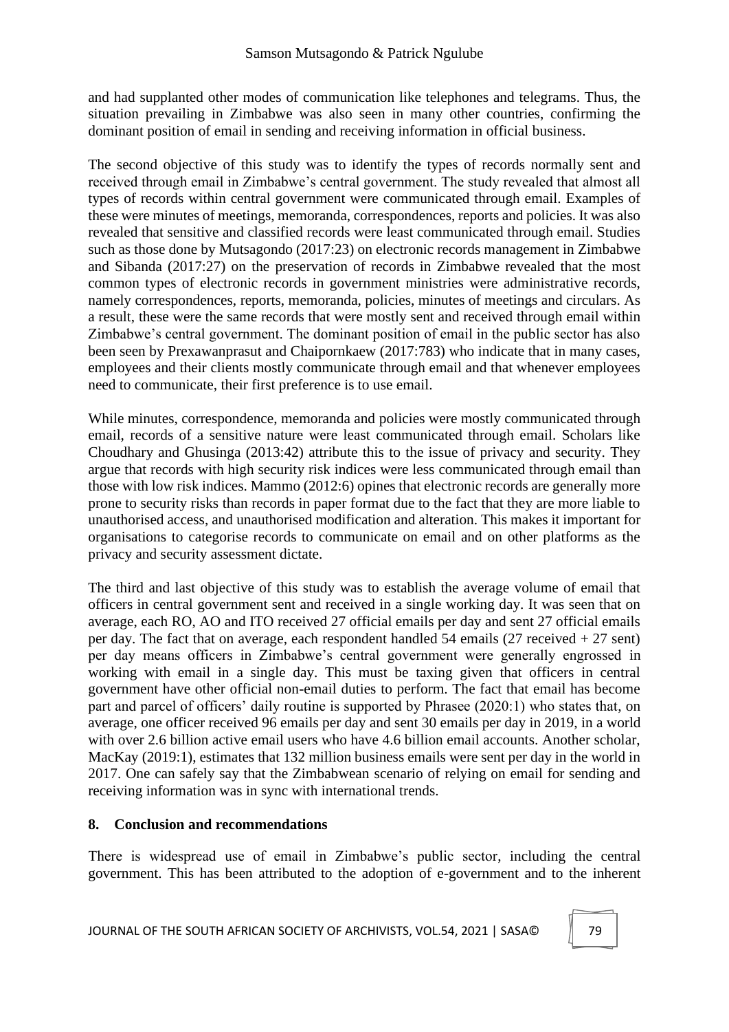and had supplanted other modes of communication like telephones and telegrams. Thus, the situation prevailing in Zimbabwe was also seen in many other countries, confirming the dominant position of email in sending and receiving information in official business.

The second objective of this study was to identify the types of records normally sent and received through email in Zimbabwe's central government. The study revealed that almost all types of records within central government were communicated through email. Examples of these were minutes of meetings, memoranda, correspondences, reports and policies. It was also revealed that sensitive and classified records were least communicated through email. Studies such as those done by Mutsagondo (2017:23) on electronic records management in Zimbabwe and Sibanda (2017:27) on the preservation of records in Zimbabwe revealed that the most common types of electronic records in government ministries were administrative records, namely correspondences, reports, memoranda, policies, minutes of meetings and circulars. As a result, these were the same records that were mostly sent and received through email within Zimbabwe's central government. The dominant position of email in the public sector has also been seen by Prexawanprasut and Chaipornkaew (2017:783) who indicate that in many cases, employees and their clients mostly communicate through email and that whenever employees need to communicate, their first preference is to use email.

While minutes, correspondence, memoranda and policies were mostly communicated through email, records of a sensitive nature were least communicated through email. Scholars like Choudhary and Ghusinga (2013:42) attribute this to the issue of privacy and security. They argue that records with high security risk indices were less communicated through email than those with low risk indices. Mammo (2012:6) opines that electronic records are generally more prone to security risks than records in paper format due to the fact that they are more liable to unauthorised access, and unauthorised modification and alteration. This makes it important for organisations to categorise records to communicate on email and on other platforms as the privacy and security assessment dictate.

The third and last objective of this study was to establish the average volume of email that officers in central government sent and received in a single working day. It was seen that on average, each RO, AO and ITO received 27 official emails per day and sent 27 official emails per day. The fact that on average, each respondent handled 54 emails (27 received + 27 sent) per day means officers in Zimbabwe's central government were generally engrossed in working with email in a single day. This must be taxing given that officers in central government have other official non-email duties to perform. The fact that email has become part and parcel of officers' daily routine is supported by Phrasee (2020:1) who states that, on average, one officer received 96 emails per day and sent 30 emails per day in 2019, in a world with over 2.6 billion active email users who have 4.6 billion email accounts. Another scholar, MacKay (2019:1), estimates that 132 million business emails were sent per day in the world in 2017. One can safely say that the Zimbabwean scenario of relying on email for sending and receiving information was in sync with international trends.

## 8. Conclusion and recommendations

There is widespread use of email in Zimbabwe's public sector, including the central government. This has been attributed to the adoption of e-government and to the inherent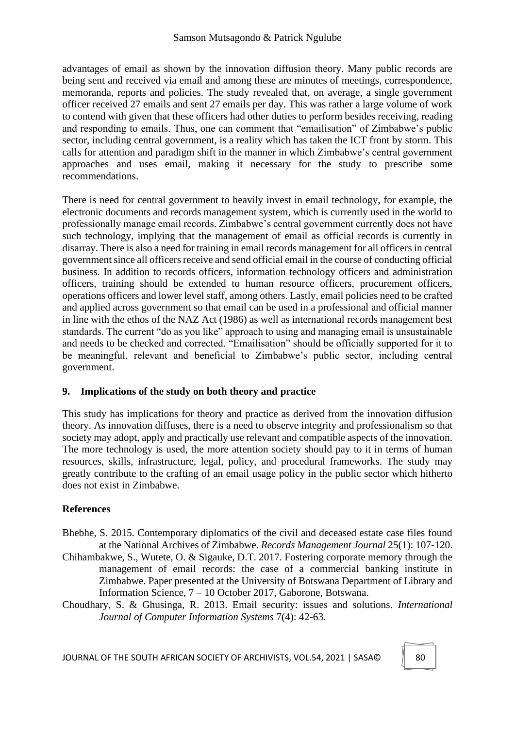advantages of email as shown by the innovation diffusion theory. Many public records are being sent and received via email and among these are minutes of meetings, correspondence, memoranda, reports and policies. The study revealed that, on average, a single government officer received 27 emails and sent 27 emails per day. This was rather a large volume of work to contend with given that these officers had other duties to perform besides receiving, reading and responding to emails. Thus, one can comment that "emailisation" of Zimbabwe's public sector, including central government, is a reality which has taken the ICT front by storm. This calls for attention and paradigm shift in the manner in which Zimbabwe's central government approaches and uses email, making it necessary for the study to prescribe some recommendations.

There is need for central government to heavily invest in email technology, for example, the electronic documents and records management system, which is currently used in the world to professionally manage email records. Zimbabwe's central government currently does not have such technology, implying that the management of email as official records is currently in disarray. There is also a need for training in email records management for all officers in central government since all officers receive and send official email in the course of conducting official business. In addition to records officers, information technology officers and administration officers, training should be extended to human resource officers, procurement officers, operations officers and lower level staff, among others. Lastly, email policies need to be crafted and applied across government so that email can be used in a professional and official manner in line with the ethos of the NAZ Act (1986) as well as international records management best standards. The current "do as you like" approach to using and managing email is unsustainable and needs to be checked and corrected. "Emailisation" should be officially supported for it to be meaningful, relevant and beneficial to Zimbabwe's public sector, including central government.

## 9. Implications of the study on both theory and practice

This study has implications for theory and practice as derived from the innovation diffusion theory. As innovation diffuses, there is a need to observe integrity and professionalism so that society may adopt, apply and practically use relevant and compatible aspects of the innovation. The more technology is used, the more attention society should pay to it in terms of human resources, skills, infrastructure, legal, policy, and procedural frameworks. The study may greatly contribute to the crafting of an email usage policy in the public sector which hitherto does not exist in Zimbabwe.

## References

Bhebhe, S. 2015. Contemporary diplomatics of the civil and deceased estate case files found at the National Archives of Zimbabwe. *Records Management Journal* 25(1): 107-120.

Chihambakwe, S., Wutete, O. & Sigauke, D.T. 2017. Fostering corporate memory through the management of email records: the case of a commercial banking institute in Zimbabwe. Paper presented at the University of Botswana Department of Library and Information Science, 7 – 10 October 2017, Gaborone, Botswana.

Choudhary, S. & Ghusinga, R. 2013. Email security: issues and solutions. *International Journal of Computer Information Systems* 7(4): 42-63.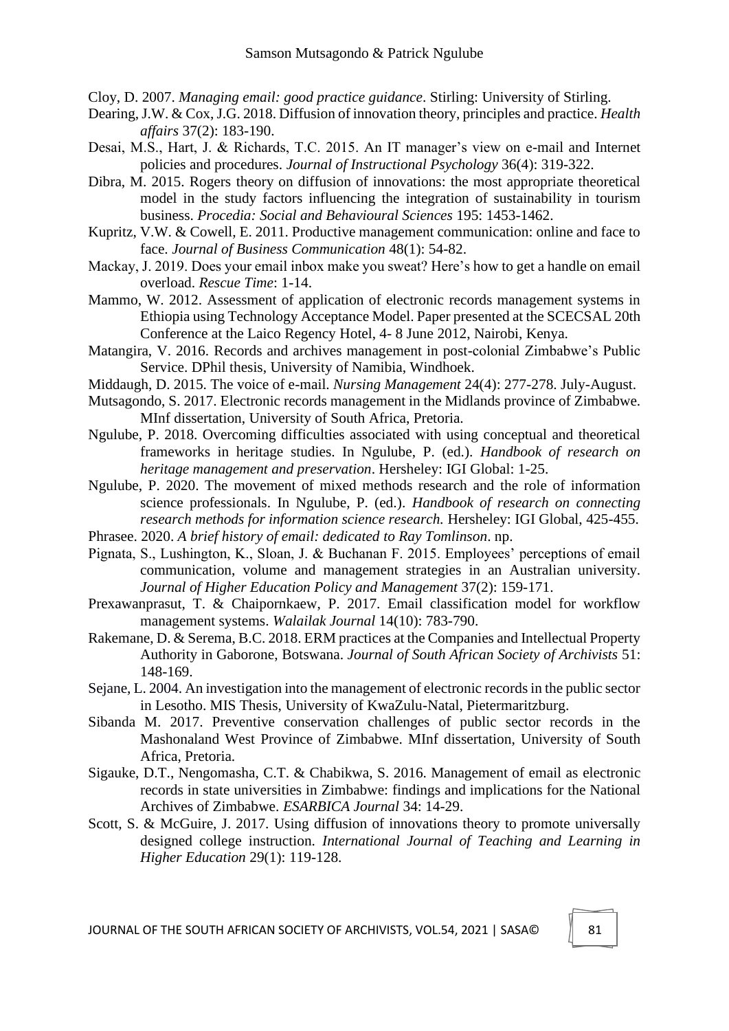Cloy, D. 2007. *Managing email: good practice guidance*. Stirling: University of Stirling.

Dearing, J.W. & Cox, J.G. 2018. Diffusion of innovation theory, principles and practice. *Health affairs* 37(2): 183-190.

Desai, M.S., Hart, J. & Richards, T.C. 2015. An IT manager's view on e-mail and Internet policies and procedures. *Journal of Instructional Psychology* 36(4): 319-322.

Dibra, M. 2015. Rogers theory on diffusion of innovations: the most appropriate theoretical model in the study factors influencing the integration of sustainability in tourism business. *Procedia: Social and Behavioural Sciences* 195: 1453-1462.

Kupritz, V.W. & Cowell, E. 2011. Productive management communication: online and face to face. *Journal of Business Communication* 48(1): 54-82.

Mackay, J. 2019. Does your email inbox make you sweat? Here's how to get a handle on email overload. *Rescue Time*: 1-14.

Mammo, W. 2012. Assessment of application of electronic records management systems in Ethiopia using Technology Acceptance Model. Paper presented at the SCECSAL 20th Conference at the Laico Regency Hotel, 4- 8 June 2012, Nairobi, Kenya.

Matangira, V. 2016. Records and archives management in post-colonial Zimbabwe's Public Service. DPhil thesis, University of Namibia, Windhoek.

Middaugh, D. 2015. The voice of e-mail. *Nursing Management* 24(4): 277-278. July-August.

Mutsagondo, S. 2017. Electronic records management in the Midlands province of Zimbabwe. MInf dissertation, University of South Africa, Pretoria.

Ngulube, P. 2018. Overcoming difficulties associated with using conceptual and theoretical frameworks in heritage studies. In Ngulube, P. (ed.). *Handbook of research on heritage management and preservation*. Hersheley: IGI Global: 1-25.

Ngulube, P. 2020. The movement of mixed methods research and the role of information science professionals. In Ngulube, P. (ed.). *Handbook of research on connecting research methods for information science research.* Hersheley: IGI Global, 425-455.

Phrasee. 2020. *A brief history of email: dedicated to Ray Tomlinson*. np.

Pignata, S., Lushington, K., Sloan, J. & Buchanan F. 2015. Employees' perceptions of email communication, volume and management strategies in an Australian university. *Journal of Higher Education Policy and Management* 37(2): 159-171.

Prexawanprasut, T. & Chaipornkaew, P. 2017. Email classification model for workflow management systems. *Walailak Journal* 14(10): 783-790.

Rakemane, D. & Serema, B.C. 2018. ERM practices at the Companies and Intellectual Property Authority in Gaborone, Botswana. *Journal of South African Society of Archivists* 51: 148-169.

Sejane, L. 2004. An investigation into the management of electronic records in the public sector in Lesotho. MIS Thesis, University of KwaZulu-Natal, Pietermaritzburg.

Sibanda M. 2017. Preventive conservation challenges of public sector records in the Mashonaland West Province of Zimbabwe. MInf dissertation, University of South Africa, Pretoria.

Sigauke, D.T., Nengomasha, C.T. & Chabikwa, S. 2016. Management of email as electronic records in state universities in Zimbabwe: findings and implications for the National Archives of Zimbabwe. *ESARBICA Journal* 34: 14-29.

Scott, S. & McGuire, J. 2017. Using diffusion of innovations theory to promote universally designed college instruction. *International Journal of Teaching and Learning in Higher Education* 29(1): 119-128.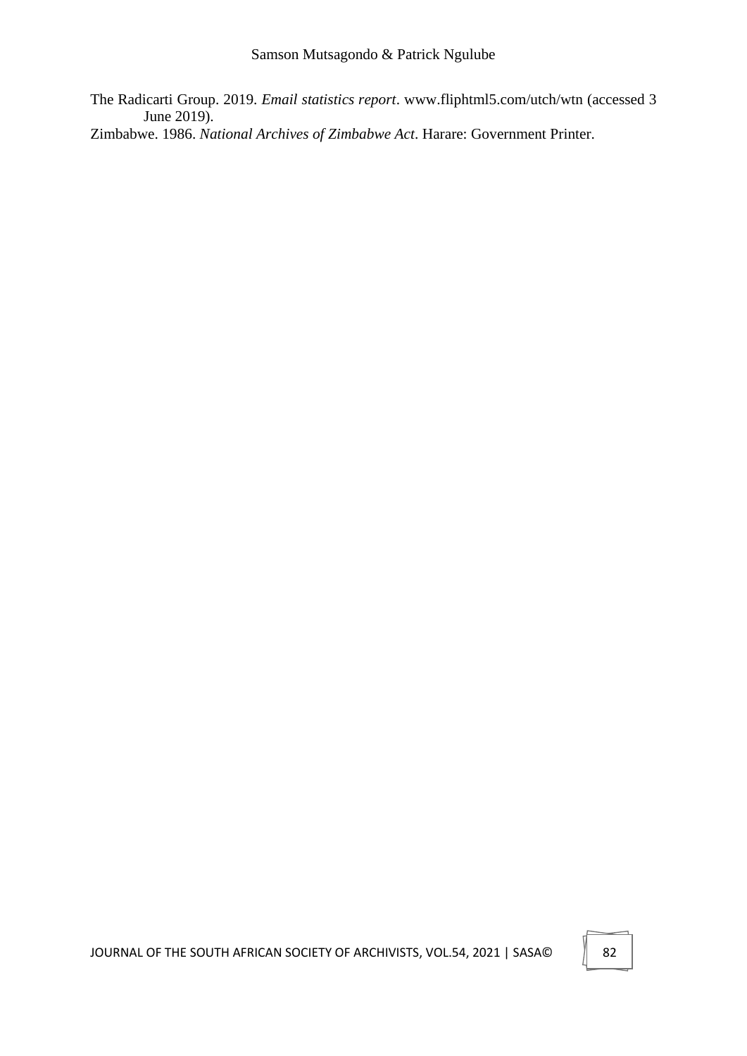The Radicarti Group. 2019. *Email statistics report*. www.fliphtml5.com/utch/wtn (accessed 3 June 2019).

Zimbabwe. 1986. *National Archives of Zimbabwe Act*. Harare: Government Printer.